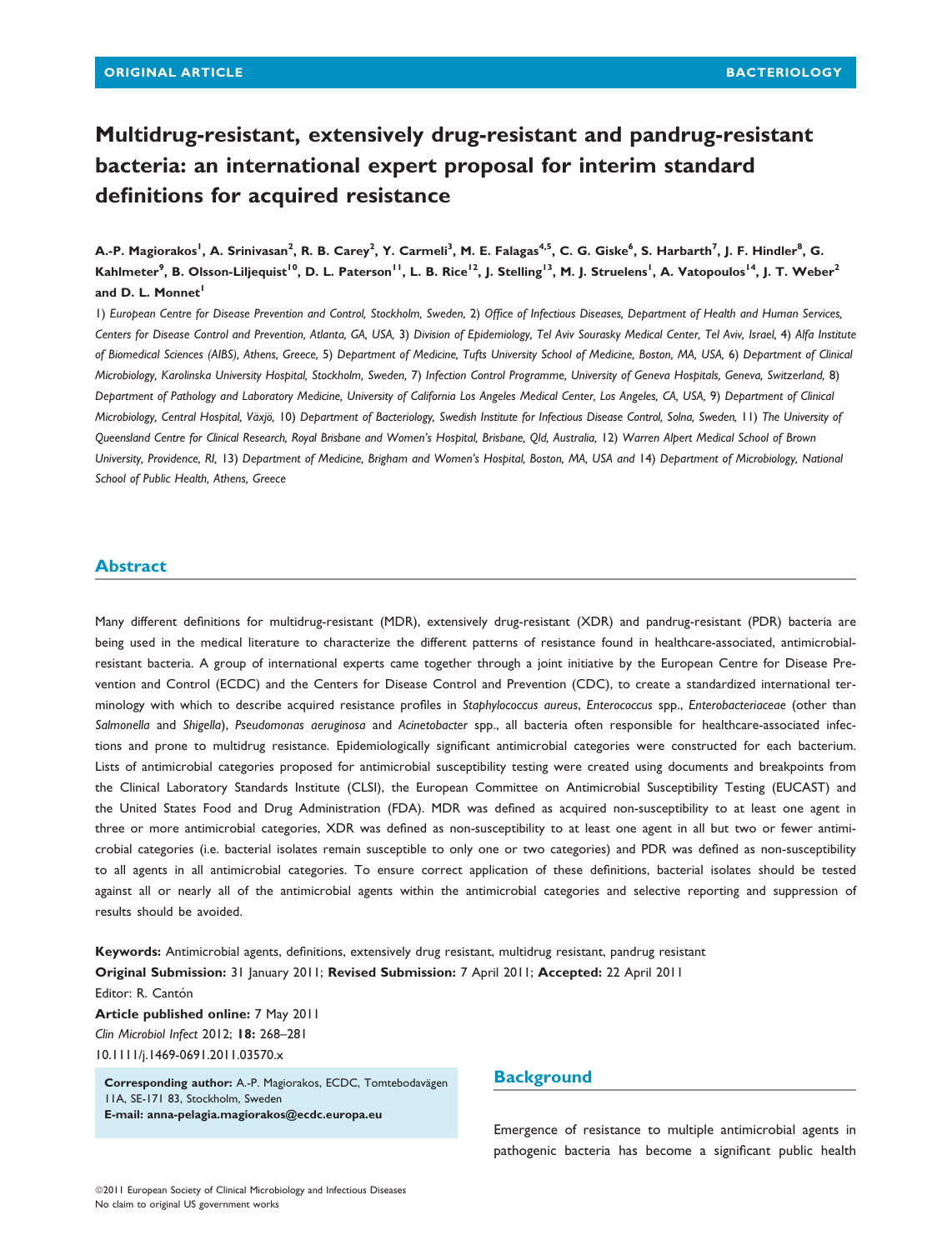ORIGINAL ARTICLE BACTERIOLOGY

# Multidrug-resistant, extensively drug-resistant and pandrug-resistant bacteria: an international expert proposal for interim standard definitions for acquired resistance

**A.-P. Magiorakos[1], A. Srinivasan[2], R. B. Carey[2], Y. Carmeli[3], M. E. Falagas[4,5], C. G. Giske[6], S. Harbarth[7], J. F. Hindler[8], G. Kahlmeter[9], B. Olsson-Liljequist[10], D. L. Paterson[11], L. B. Rice[12], J. Stelling[13], M. J. Struelens[1], A. Vatopoulos[14], J. T. Weber[2] and D. L. Monnet[1]**

1) *European Centre for Disease Prevention and Control, Stockholm, Sweden,* 2) *Office of Infectious Diseases, Department of Health and Human Services, Centers for Disease Control and Prevention, Atlanta, GA, USA,* 3) *Division of Epidemiology, Tel Aviv Sourasky Medical Center, Tel Aviv, Israel,* 4) *Alfa Institute of Biomedical Sciences (AIBS), Athens, Greece,* 5) *Department of Medicine, Tufts University School of Medicine, Boston, MA, USA,* 6) *Department of Clinical Microbiology, Karolinska University Hospital, Stockholm, Sweden,* 7) *Infection Control Programme, University of Geneva Hospitals, Geneva, Switzerland,* 8) *Department of Pathology and Laboratory Medicine, University of California Los Angeles Medical Center, Los Angeles, CA, USA,* 9) *Department of Clinical Microbiology, Central Hospital, Växjö,* 10) *Department of Bacteriology, Swedish Institute for Infectious Disease Control, Solna, Sweden,* 11) *The University of Queensland Centre for Clinical Research, Royal Brisbane and Women's Hospital, Brisbane, Qld, Australia,* 12) *Warren Alpert Medical School of Brown University, Providence, RI,* 13) *Department of Medicine, Brigham and Women's Hospital, Boston, MA, USA and* 14) *Department of Microbiology, National School of Public Health, Athens, Greece*

## Abstract

Many different definitions for multidrug-resistant (MDR), extensively drug-resistant (XDR) and pandrug-resistant (PDR) bacteria are being used in the medical literature to characterize the different patterns of resistance found in healthcare-associated, antimicrobial-resistant bacteria. A group of international experts came together through a joint initiative by the European Centre for Disease Prevention and Control (ECDC) and the Centers for Disease Control and Prevention (CDC), to create a standardized international terminology with which to describe acquired resistance profiles in *Staphylococcus aureus*, *Enterococcus* spp., *Enterobacteriaceae* (other than *Salmonella* and *Shigella*), *Pseudomonas aeruginosa* and *Acinetobacter* spp., all bacteria often responsible for healthcare-associated infections and prone to multidrug resistance. Epidemiologically significant antimicrobial categories were constructed for each bacterium. Lists of antimicrobial categories proposed for antimicrobial susceptibility testing were created using documents and breakpoints from the Clinical Laboratory Standards Institute (CLSI), the European Committee on Antimicrobial Susceptibility Testing (EUCAST) and the United States Food and Drug Administration (FDA). MDR was defined as acquired non-susceptibility to at least one agent in three or more antimicrobial categories, XDR was defined as non-susceptibility to at least one agent in all but two or fewer antimicrobial categories (i.e. bacterial isolates remain susceptible to only one or two categories) and PDR was defined as non-susceptibility to all agents in all antimicrobial categories. To ensure correct application of these definitions, bacterial isolates should be tested against all or nearly all of the antimicrobial agents within the antimicrobial categories and selective reporting and suppression of results should be avoided.

**Keywords:** Antimicrobial agents, definitions, extensively drug resistant, multidrug resistant, pandrug resistant
**Original Submission:** 31 January 2011; **Revised Submission:** 7 April 2011; **Accepted:** 22 April 2011
Editor: R. Cantón
**Article published online:** 7 May 2011
*Clin Microbiol Infect* 2012; **18:** 268–281
10.1111/j.1469-0691.2011.03570.x

**Corresponding author:** A.-P. Magiorakos, ECDC, Tomtebodavägen 11A, SE-171 83, Stockholm, Sweden
**E-mail: anna-pelagia.magiorakos@ecdc.europa.eu**

## Background

Emergence of resistance to multiple antimicrobial agents in pathogenic bacteria has become a significant public health

©2011 European Society of Clinical Microbiology and Infectious Diseases
No claim to original US government works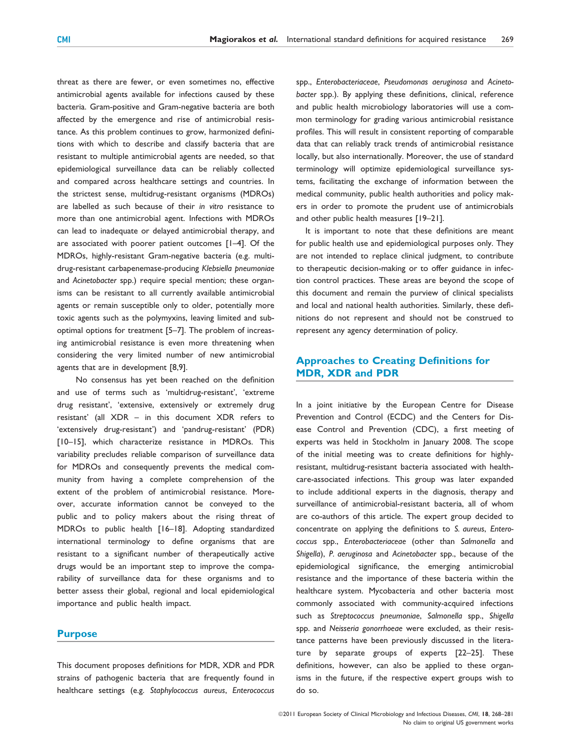threat as there are fewer, or even sometimes no, effective antimicrobial agents available for infections caused by these bacteria. Gram-positive and Gram-negative bacteria are both affected by the emergence and rise of antimicrobial resistance. As this problem continues to grow, harmonized definitions with which to describe and classify bacteria that are resistant to multiple antimicrobial agents are needed, so that epidemiological surveillance data can be reliably collected and compared across healthcare settings and countries. In the strictest sense, multidrug-resistant organisms (MDROs) are labelled as such because of their *in vitro* resistance to more than one antimicrobial agent. Infections with MDROs can lead to inadequate or delayed antimicrobial therapy, and are associated with poorer patient outcomes [1–4]. Of the MDROs, highly-resistant Gram-negative bacteria (e.g. multidrug-resistant carbapenemase-producing *Klebsiella pneumoniae* and *Acinetobacter* spp.) require special mention; these organisms can be resistant to all currently available antimicrobial agents or remain susceptible only to older, potentially more toxic agents such as the polymyxins, leaving limited and suboptimal options for treatment [5–7]. The problem of increasing antimicrobial resistance is even more threatening when considering the very limited number of new antimicrobial agents that are in development [8,9].

No consensus has yet been reached on the definition and use of terms such as 'multidrug-resistant', 'extreme drug resistant', 'extensive, extensively or extremely drug resistant' (all XDR – in this document XDR refers to 'extensively drug-resistant') and 'pandrug-resistant' (PDR) [10–15], which characterize resistance in MDROs. This variability precludes reliable comparison of surveillance data for MDROs and consequently prevents the medical community from having a complete comprehension of the extent of the problem of antimicrobial resistance. Moreover, accurate information cannot be conveyed to the public and to policy makers about the rising threat of MDROs to public health [16–18]. Adopting standardized international terminology to define organisms that are resistant to a significant number of therapeutically active drugs would be an important step to improve the comparability of surveillance data for these organisms and to better assess their global, regional and local epidemiological importance and public health impact.

## Purpose

This document proposes definitions for MDR, XDR and PDR strains of pathogenic bacteria that are frequently found in healthcare settings (e.g. *Staphylococcus aureus*, *Enterococcus* spp., *Enterobacteriaceae*, *Pseudomonas aeruginosa* and *Acinetobacter* spp.). By applying these definitions, clinical, reference and public health microbiology laboratories will use a common terminology for grading various antimicrobial resistance profiles. This will result in consistent reporting of comparable data that can reliably track trends of antimicrobial resistance locally, but also internationally. Moreover, the use of standard terminology will optimize epidemiological surveillance systems, facilitating the exchange of information between the medical community, public health authorities and policy makers in order to promote the prudent use of antimicrobials and other public health measures [19–21].

It is important to note that these definitions are meant for public health use and epidemiological purposes only. They are not intended to replace clinical judgment, to contribute to therapeutic decision-making or to offer guidance in infection control practices. These areas are beyond the scope of this document and remain the purview of clinical specialists and local and national health authorities. Similarly, these definitions do not represent and should not be construed to represent any agency determination of policy.

## Approaches to Creating Definitions for MDR, XDR and PDR

In a joint initiative by the European Centre for Disease Prevention and Control (ECDC) and the Centers for Disease Control and Prevention (CDC), a first meeting of experts was held in Stockholm in January 2008. The scope of the initial meeting was to create definitions for highly-resistant, multidrug-resistant bacteria associated with healthcare-associated infections. This group was later expanded to include additional experts in the diagnosis, therapy and surveillance of antimicrobial-resistant bacteria, all of whom are co-authors of this article. The expert group decided to concentrate on applying the definitions to *S. aureus*, *Enterococcus* spp., *Enterobacteriaceae* (other than *Salmonella* and *Shigella*), *P. aeruginosa* and *Acinetobacter* spp., because of the epidemiological significance, the emerging antimicrobial resistance and the importance of these bacteria within the healthcare system. Mycobacteria and other bacteria most commonly associated with community-acquired infections such as *Streptococcus pneumoniae*, *Salmonella* spp., *Shigella* spp. and *Neisseria gonorrhoeae* were excluded, as their resistance patterns have been previously discussed in the literature by separate groups of experts [22–25]. These definitions, however, can also be applied to these organisms in the future, if the respective expert groups wish to do so.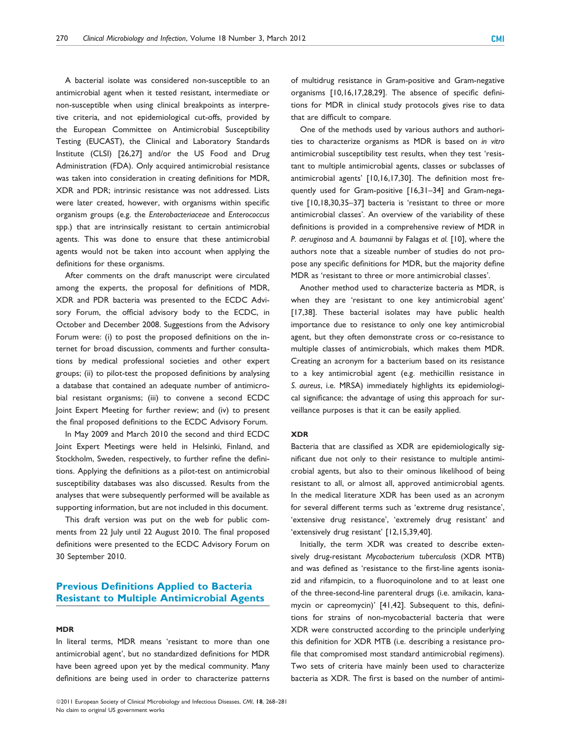A bacterial isolate was considered non-susceptible to an antimicrobial agent when it tested resistant, intermediate or non-susceptible when using clinical breakpoints as interpretive criteria, and not epidemiological cut-offs, provided by the European Committee on Antimicrobial Susceptibility Testing (EUCAST), the Clinical and Laboratory Standards Institute (CLSI) [26,27] and/or the US Food and Drug Administration (FDA). Only acquired antimicrobial resistance was taken into consideration in creating definitions for MDR, XDR and PDR; intrinsic resistance was not addressed. Lists were later created, however, with organisms within specific organism groups (e.g. the *Enterobacteriaceae* and *Enterococcus* spp.) that are intrinsically resistant to certain antimicrobial agents. This was done to ensure that these antimicrobial agents would not be taken into account when applying the definitions for these organisms.

After comments on the draft manuscript were circulated among the experts, the proposal for definitions of MDR, XDR and PDR bacteria was presented to the ECDC Advisory Forum, the official advisory body to the ECDC, in October and December 2008. Suggestions from the Advisory Forum were: (i) to post the proposed definitions on the internet for broad discussion, comments and further consultations by medical professional societies and other expert groups; (ii) to pilot-test the proposed definitions by analysing a database that contained an adequate number of antimicrobial resistant organisms; (iii) to convene a second ECDC Joint Expert Meeting for further review; and (iv) to present the final proposed definitions to the ECDC Advisory Forum.

In May 2009 and March 2010 the second and third ECDC Joint Expert Meetings were held in Helsinki, Finland, and Stockholm, Sweden, respectively, to further refine the definitions. Applying the definitions as a pilot-test on antimicrobial susceptibility databases was also discussed. Results from the analyses that were subsequently performed will be available as supporting information, but are not included in this document.

This draft version was put on the web for public comments from 22 July until 22 August 2010. The final proposed definitions were presented to the ECDC Advisory Forum on 30 September 2010.

## Previous Definitions Applied to Bacteria Resistant to Multiple Antimicrobial Agents

### MDR

In literal terms, MDR means 'resistant to more than one antimicrobial agent', but no standardized definitions for MDR have been agreed upon yet by the medical community. Many definitions are being used in order to characterize patterns of multidrug resistance in Gram-positive and Gram-negative organisms [10,16,17,28,29]. The absence of specific definitions for MDR in clinical study protocols gives rise to data that are difficult to compare.

One of the methods used by various authors and authorities to characterize organisms as MDR is based on *in vitro* antimicrobial susceptibility test results, when they test 'resistant to multiple antimicrobial agents, classes or subclasses of antimicrobial agents' [10,16,17,30]. The definition most frequently used for Gram-positive [16,31–34] and Gram-negative [10,18,30,35–37] bacteria is 'resistant to three or more antimicrobial classes'. An overview of the variability of these definitions is provided in a comprehensive review of MDR in *P. aeruginosa* and *A. baumannii* by Falagas *et al.* [10], where the authors note that a sizeable number of studies do not propose any specific definitions for MDR, but the majority define MDR as 'resistant to three or more antimicrobial classes'.

Another method used to characterize bacteria as MDR, is when they are 'resistant to one key antimicrobial agent' [17,38]. These bacterial isolates may have public health importance due to resistance to only one key antimicrobial agent, but they often demonstrate cross or co-resistance to multiple classes of antimicrobials, which makes them MDR. Creating an acronym for a bacterium based on its resistance to a key antimicrobial agent (e.g. methicillin resistance in *S. aureus*, i.e. MRSA) immediately highlights its epidemiological significance; the advantage of using this approach for surveillance purposes is that it can be easily applied.

### XDR

Bacteria that are classified as XDR are epidemiologically significant due not only to their resistance to multiple antimicrobial agents, but also to their ominous likelihood of being resistant to all, or almost all, approved antimicrobial agents. In the medical literature XDR has been used as an acronym for several different terms such as 'extreme drug resistance', 'extensive drug resistance', 'extremely drug resistant' and 'extensively drug resistant' [12,15,39,40].

Initially, the term XDR was created to describe extensively drug-resistant *Mycobacterium tuberculosis* (XDR MTB) and was defined as 'resistance to the first-line agents isoniazid and rifampicin, to a fluoroquinolone and to at least one of the three-second-line parenteral drugs (i.e. amikacin, kanamycin or capreomycin)' [41,42]. Subsequent to this, definitions for strains of non-mycobacterial bacteria that were XDR were constructed according to the principle underlying this definition for XDR MTB (i.e. describing a resistance profile that compromised most standard antimicrobial regimens). Two sets of criteria have mainly been used to characterize bacteria as XDR. The first is based on the number of antimi-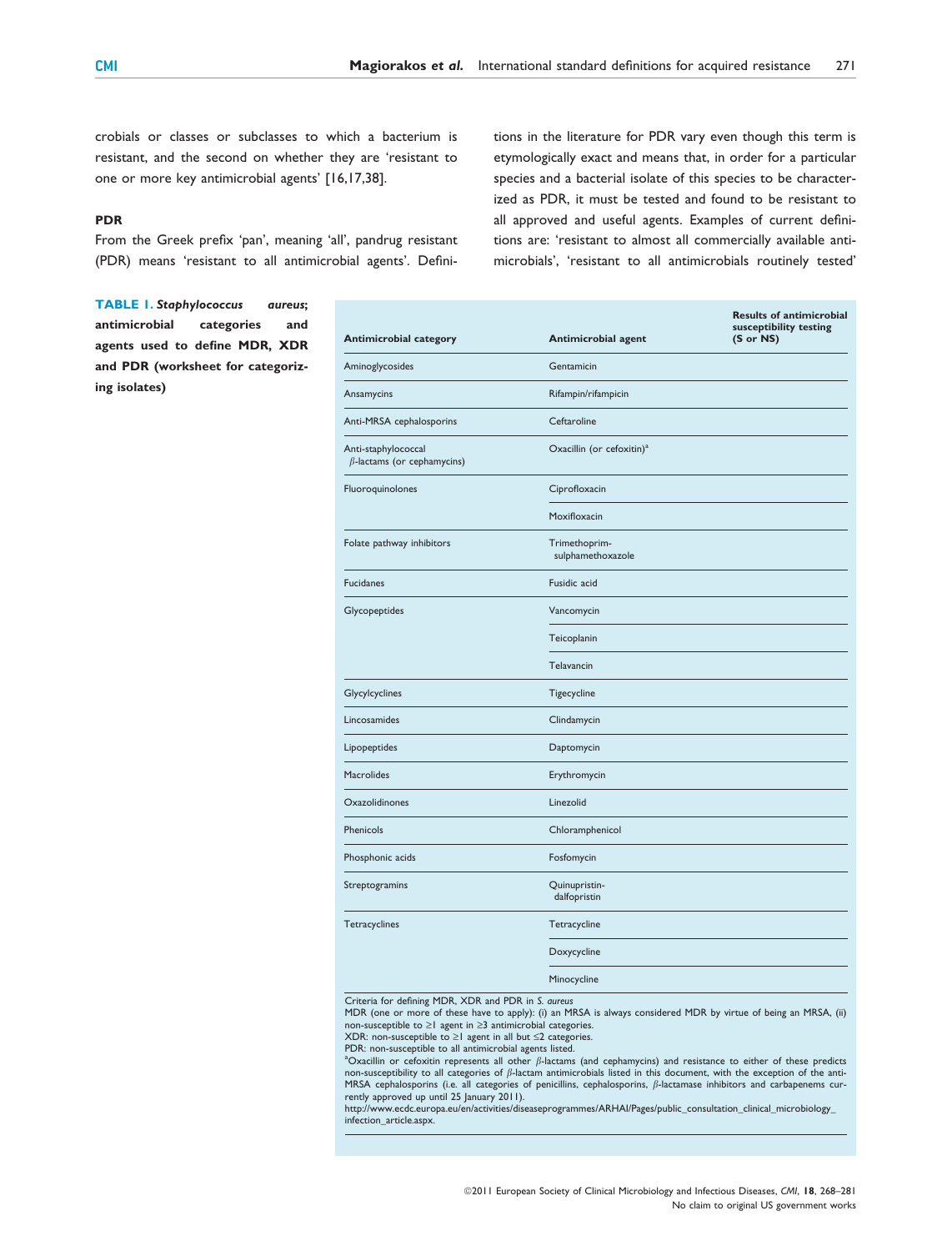crobials or classes or subclasses to which a bacterium is resistant, and the second on whether they are 'resistant to one or more key antimicrobial agents' [16,17,38].

### PDR

From the Greek prefix 'pan', meaning 'all', pandrug resistant (PDR) means 'resistant to all antimicrobial agents'. Definitions in the literature for PDR vary even though this term is etymologically exact and means that, in order for a particular species and a bacterial isolate of this species to be characterized as PDR, it must be tested and found to be resistant to all approved and useful agents. Examples of current definitions are: 'resistant to almost all commercially available antimicrobials', 'resistant to all antimicrobials routinely tested'

**TABLE 1. *Staphylococcus aureus*; antimicrobial categories and agents used to define MDR, XDR and PDR (worksheet for categorizing isolates)**

| Antimicrobial category | Antimicrobial agent | Results of antimicrobial susceptibility testing (S or NS) |
|---|---|---|
| Aminoglycosides | Gentamicin | |
| Ansamycins | Rifampin/rifampicin | |
| Anti-MRSA cephalosporins | Ceftaroline | |
| Anti-staphylococcal β-lactams (or cephamycins) | Oxacillin (or cefoxitin)[a] | |
| Fluoroquinolones | Ciprofloxacin | |
| | Moxifloxacin | |
| Folate pathway inhibitors | Trimethoprim-sulphamethoxazole | |
| Fucidanes | Fusidic acid | |
| Glycopeptides | Vancomycin | |
| | Teicoplanin | |
| | Telavancin | |
| Glycylcyclines | Tigecycline | |
| Lincosamides | Clindamycin | |
| Lipopeptides | Daptomycin | |
| Macrolides | Erythromycin | |
| Oxazolidinones | Linezolid | |
| Phenicols | Chloramphenicol | |
| Phosphonic acids | Fosfomycin | |
| Streptogramins | Quinupristin-dalfopristin | |
| Tetracyclines | Tetracycline | |
| | Doxycycline | |
| | Minocycline | |

Criteria for defining MDR, XDR and PDR in *S. aureus*
MDR (one or more of these have to apply): (i) an MRSA is always considered MDR by virtue of being an MRSA, (ii) non-susceptible to ≥1 agent in ≥3 antimicrobial categories.
XDR: non-susceptible to ≥1 agent in all but ≤2 categories.
PDR: non-susceptible to all antimicrobial agents listed.
[a]Oxacillin or cefoxitin represents all other β-lactams (and cephamycins) and resistance to either of these predicts non-susceptibility to all categories of β-lactam antimicrobials listed in this document, with the exception of the anti-MRSA cephalosporins (i.e. all categories of penicillins, cephalosporins, β-lactamase inhibitors and carbapenems currently approved up until 25 January 2011).
http://www.ecdc.europa.eu/en/activities/diseaseprogrammes/ARHAI/Pages/public_consultation_clinical_microbiology_infection_article.aspx.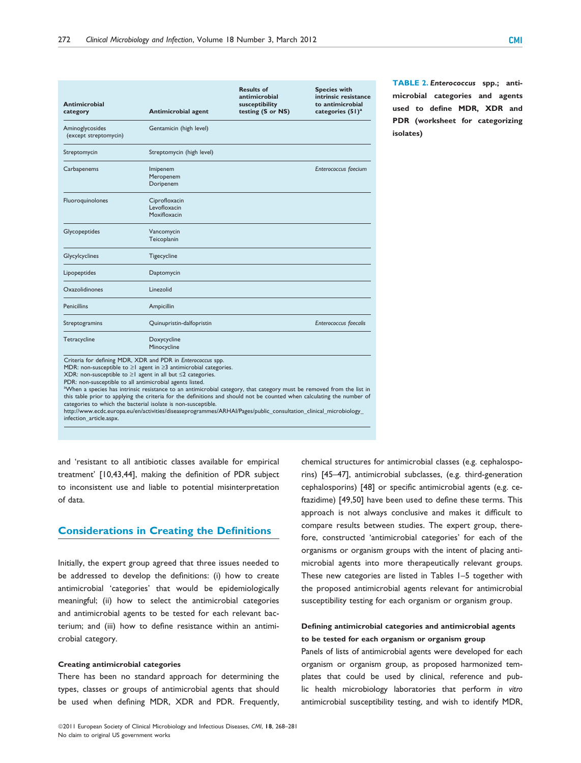**TABLE 2.** ***Enterococcus* spp.; antimicrobial categories and agents used to define MDR, XDR and PDR (worksheet for categorizing isolates)**

| Antimicrobial category | Antimicrobial agent | Results of antimicrobial susceptibility testing (S or NS) | Species with intrinsic resistance to antimicrobial categories (51)[a] |
|---|---|---|---|
| Aminoglycosides (except streptomycin) | Gentamicin (high level) | | |
| Streptomycin | Streptomycin (high level) | | |
| Carbapenems | Imipenem<br>Meropenem<br>Doripenem | | *Enterococcus faecium* |
| Fluoroquinolones | Ciprofloxacin<br>Levofloxacin<br>Moxifloxacin | | |
| Glycopeptides | Vancomycin<br>Teicoplanin | | |
| Glycylcyclines | Tigecycline | | |
| Lipopeptides | Daptomycin | | |
| Oxazolidinones | Linezolid | | |
| Penicillins | Ampicillin | | |
| Streptogramins | Quinupristin-dalfopristin | | *Enterococcus faecalis* |
| Tetracycline | Doxycycline<br>Minocycline | | |

Criteria for defining MDR, XDR and PDR in *Enterococcus* spp.
MDR: non-susceptible to ≥1 agent in ≥3 antimicrobial categories.
XDR: non-susceptible to ≥1 agent in all but ≤2 categories.
PDR: non-susceptible to all antimicrobial agents listed.
[a]When a species has intrinsic resistance to an antimicrobial category, that category must be removed from the list in this table prior to applying the criteria for the definitions and should not be counted when calculating the number of categories to which the bacterial isolate is non-susceptible.
http://www.ecdc.europa.eu/en/activities/diseaseprogrammes/ARHAI/Pages/public_consultation_clinical_microbiology_infection_article.aspx.

and 'resistant to all antibiotic classes available for empirical treatment' [10,43,44], making the definition of PDR subject to inconsistent use and liable to potential misinterpretation of data.

## Considerations in Creating the Definitions

Initially, the expert group agreed that three issues needed to be addressed to develop the definitions: (i) how to create antimicrobial 'categories' that would be epidemiologically meaningful; (ii) how to select the antimicrobial categories and antimicrobial agents to be tested for each relevant bacterium; and (iii) how to define resistance within an antimicrobial category.

### Creating antimicrobial categories

There has been no standard approach for determining the types, classes or groups of antimicrobial agents that should be used when defining MDR, XDR and PDR. Frequently, chemical structures for antimicrobial classes (e.g. cephalosporins) [45–47], antimicrobial subclasses, (e.g. third-generation cephalosporins) [48] or specific antimicrobial agents (e.g. ceftazidime) [49,50] have been used to define these terms. This approach is not always conclusive and makes it difficult to compare results between studies. The expert group, therefore, constructed 'antimicrobial categories' for each of the organisms or organism groups with the intent of placing antimicrobial agents into more therapeutically relevant groups. These new categories are listed in Tables 1–5 together with the proposed antimicrobial agents relevant for antimicrobial susceptibility testing for each organism or organism group.

### Defining antimicrobial categories and antimicrobial agents to be tested for each organism or organism group

Panels of lists of antimicrobial agents were developed for each organism or organism group, as proposed harmonized templates that could be used by clinical, reference and public health microbiology laboratories that perform *in vitro* antimicrobial susceptibility testing, and wish to identify MDR,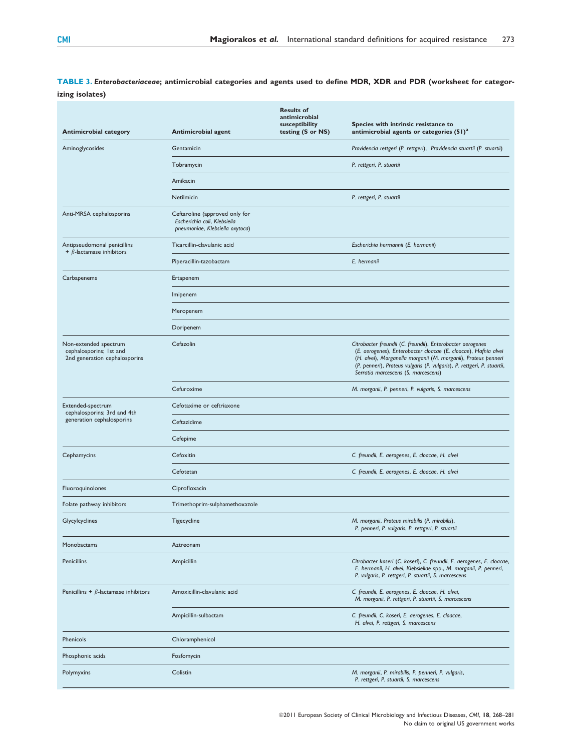**TABLE 3.** ***Enterobacteriaceae*; antimicrobial categories and agents used to define MDR, XDR and PDR (worksheet for categorizing isolates)**

| Antimicrobial category | Antimicrobial agent | Results of antimicrobial susceptibility testing (S or NS) | Species with intrinsic resistance to antimicrobial agents or categories (51)[a] |
|---|---|---|---|
| Aminoglycosides | Gentamicin | | *Providencia rettgeri* (*P. rettgeri*), *Providencia stuartii* (*P. stuartii*) |
| | Tobramycin | | *P. rettgeri*, *P. stuartii* |
| | Amikacin | | |
| | Netilmicin | | *P. rettgeri*, *P. stuartii* |
| Anti-MRSA cephalosporins | Ceftaroline (approved only for *Escherichia coli*, *Klebsiella pneumoniae*, *Klebsiella oxytoca*) | | |
| Antipseudomonal penicillins + β-lactamase inhibitors | Ticarcillin-clavulanic acid | | *Escherichia hermannii* (*E. hermanii*) |
| | Piperacillin-tazobactam | | *E. hermanii* |
| Carbapenems | Ertapenem | | |
| | Imipenem | | |
| | Meropenem | | |
| | Doripenem | | |
| Non-extended spectrum cephalosporins; 1st and 2nd generation cephalosporins | Cefazolin | | *Citrobacter freundii* (*C. freundii*), *Enterobacter aerogenes* (*E. aerogenes*), *Enterobacter cloacae* (*E. cloacae*), *Hafnia alvei* (*H. alvei*), *Morganella morganii* (*M. morganii*), *Proteus penneri* (*P. penneri*), *Proteus vulgaris* (*P. vulgaris*), *P. rettgeri*, *P. stuartii*, *Serratia marcescens* (*S. marcescens*) |
| | Cefuroxime | | *M. morganii*, *P. penneri*, *P. vulgaris*, *S. marcescens* |
| Extended-spectrum cephalosporins; 3rd and 4th generation cephalosporins | Cefotaxime or ceftriaxone | | |
| | Ceftazidime | | |
| | Cefepime | | |
| Cephamycins | Cefoxitin | | *C. freundii*, *E. aerogenes*, *E. cloacae*, *H. alvei* |
| | Cefotetan | | *C. freundii*, *E. aerogenes*, *E. cloacae*, *H. alvei* |
| Fluoroquinolones | Ciprofloxacin | | |
| Folate pathway inhibitors | Trimethoprim-sulphamethoxazole | | |
| Glycylcyclines | Tigecycline | | *M. morganii*, *Proteus mirabilis* (*P. mirabilis*), *P. penneri*, *P. vulgaris*, *P. rettgeri*, *P. stuartii* |
| Monobactams | Aztreonam | | |
| Penicillins | Ampicillin | | *Citrobacter koseri* (*C. koseri*), *C. freundii*, *E. aerogenes*, *E. cloacae*, *E. hermanii*, *H. alvei*, *Klebsiellae* spp., *M. morganii*, *P. penneri*, *P. vulgaris*, *P. rettgeri*, *P. stuartii*, *S. marcescens* |
| Penicillins + β-lactamase inhibitors | Amoxicillin-clavulanic acid | | *C. freundii*, *E. aerogenes*, *E. cloacae*, *H. alvei*, *M. morganii*, *P. rettgeri*, *P. stuartii*, *S. marcescens* |
| | Ampicillin-sulbactam | | *C. freundii*, *C. koseri*, *E. aerogenes*, *E. cloacae*, *H. alvei*, *P. rettgeri*, *S. marcescens* |
| Phenicols | Chloramphenicol | | |
| Phosphonic acids | Fosfomycin | | |
| Polymyxins | Colistin | | *M. morganii*, *P. mirabilis*, *P. penneri*, *P. vulgaris*, *P. rettgeri*, *P. stuartii*, *S. marcescens* |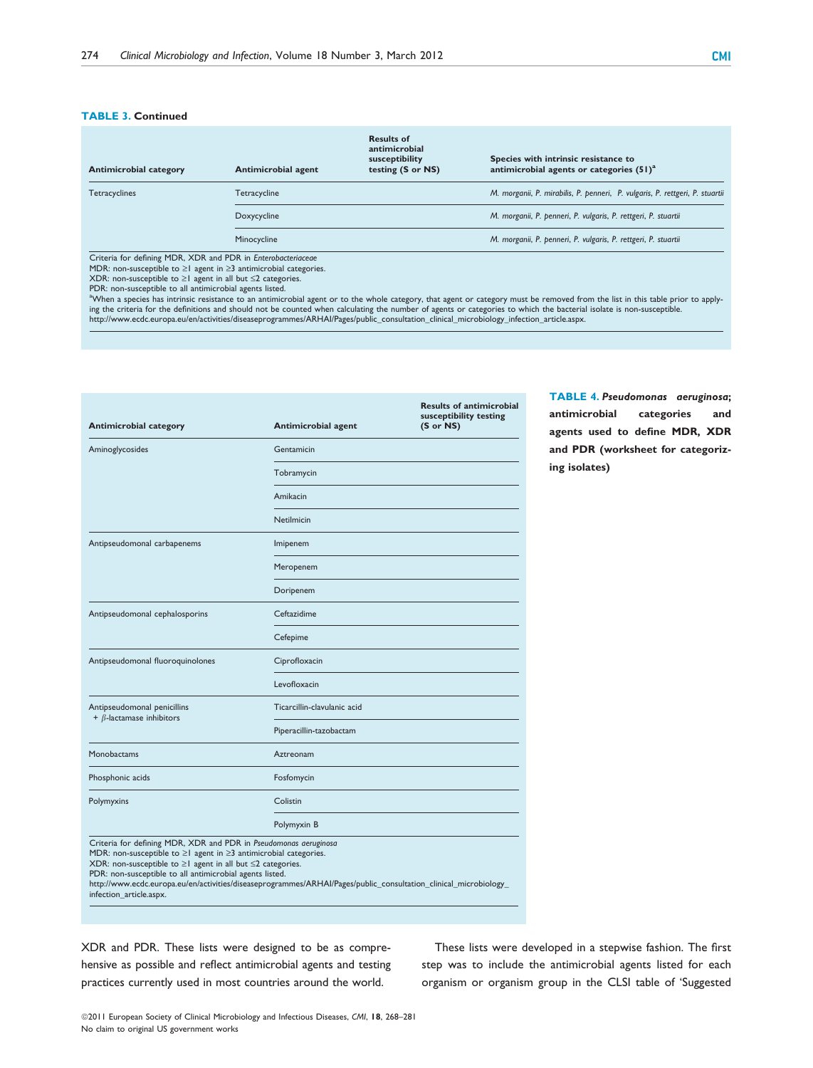**TABLE 3. Continued**

| Antimicrobial category | Antimicrobial agent | Results of antimicrobial susceptibility testing (S or NS) | Species with intrinsic resistance to antimicrobial agents or categories (51)[a] |
|---|---|---|---|
| Tetracyclines | Tetracycline | | *M. morganii, P. mirabilis, P. penneri, P. vulgaris, P. rettgeri, P. stuartii* |
| | Doxycycline | | *M. morganii, P. penneri, P. vulgaris, P. rettgeri, P. stuartii* |
| | Minocycline | | *M. morganii, P. penneri, P. vulgaris, P. rettgeri, P. stuartii* |

Criteria for defining MDR, XDR and PDR in *Enterobacteriaceae*
MDR: non-susceptible to ≥1 agent in ≥3 antimicrobial categories.
XDR: non-susceptible to ≥1 agent in all but ≤2 categories.
PDR: non-susceptible to all antimicrobial agents listed.
[a]When a species has intrinsic resistance to an antimicrobial agent or to the whole category, that agent or category must be removed from the list in this table prior to applying the criteria for the definitions and should not be counted when calculating the number of agents or categories to which the bacterial isolate is non-susceptible.
http://www.ecdc.europa.eu/en/activities/diseaseprogrammes/ARHAI/Pages/public_consultation_clinical_microbiology_infection_article.aspx.

**TABLE 4.** ***Pseudomonas aeruginosa*; antimicrobial categories and agents used to define MDR, XDR and PDR (worksheet for categorizing isolates)**

| Antimicrobial category | Antimicrobial agent | Results of antimicrobial susceptibility testing (S or NS) |
|---|---|---|
| Aminoglycosides | Gentamicin | |
| | Tobramycin | |
| | Amikacin | |
| | Netilmicin | |
| Antipseudomonal carbapenems | Imipenem | |
| | Meropenem | |
| | Doripenem | |
| Antipseudomonal cephalosporins | Ceftazidime | |
| | Cefepime | |
| Antipseudomonal fluoroquinolones | Ciprofloxacin | |
| | Levofloxacin | |
| Antipseudomonal penicillins + β-lactamase inhibitors | Ticarcillin-clavulanic acid | |
| | Piperacillin-tazobactam | |
| Monobactams | Aztreonam | |
| Phosphonic acids | Fosfomycin | |
| Polymyxins | Colistin | |
| | Polymyxin B | |

Criteria for defining MDR, XDR and PDR in *Pseudomonas aeruginosa*
MDR: non-susceptible to ≥1 agent in ≥3 antimicrobial categories.
XDR: non-susceptible to ≥1 agent in all but ≤2 categories.
PDR: non-susceptible to all antimicrobial agents listed.
http://www.ecdc.europa.eu/en/activities/diseaseprogrammes/ARHAI/Pages/public_consultation_clinical_microbiology_infection_article.aspx.

XDR and PDR. These lists were designed to be as comprehensive as possible and reflect antimicrobial agents and testing practices currently used in most countries around the world.

These lists were developed in a stepwise fashion. The first step was to include the antimicrobial agents listed for each organism or organism group in the CLSI table of 'Suggested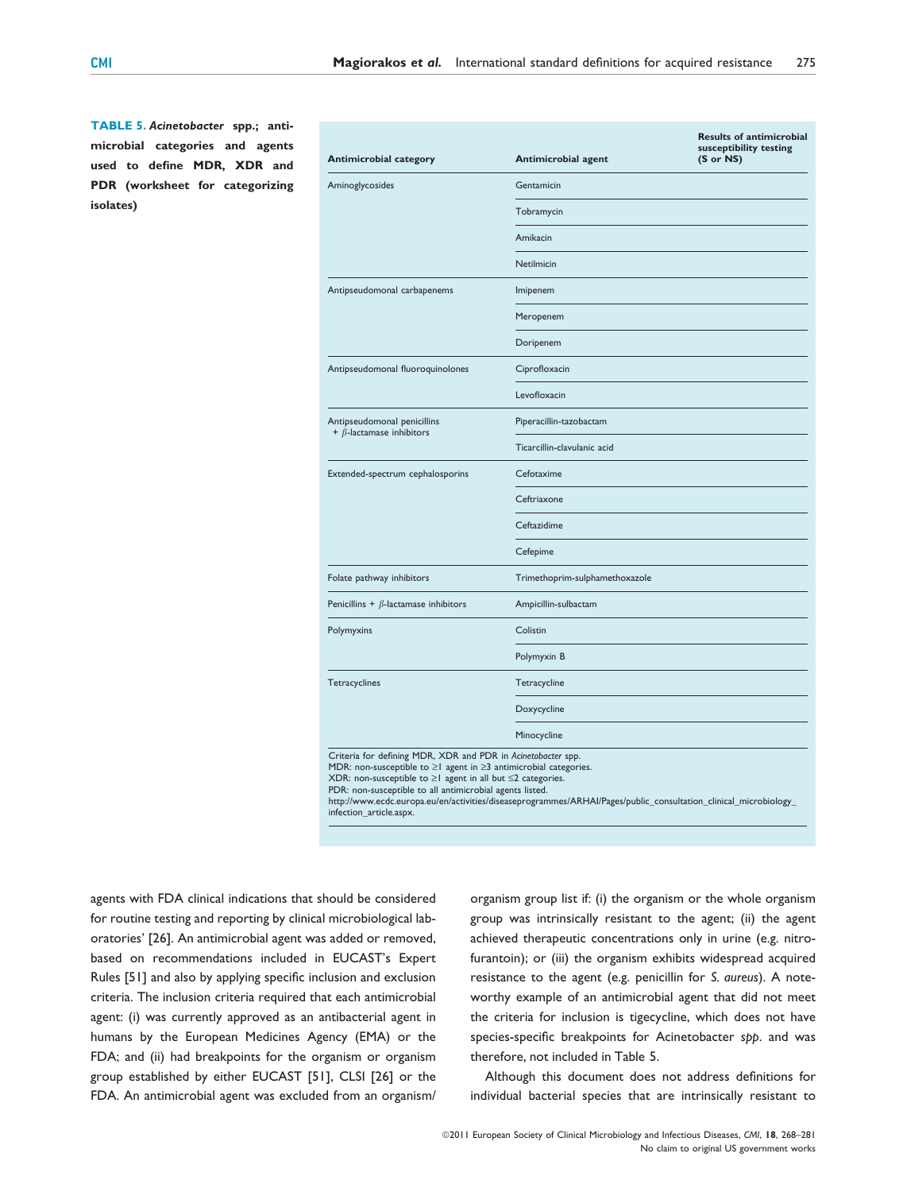**TABLE 5.** ***Acinetobacter* spp.; antimicrobial categories and agents used to define MDR, XDR and PDR (worksheet for categorizing isolates)**

| Antimicrobial category | Antimicrobial agent | Results of antimicrobial susceptibility testing (S or NS) |
|---|---|---|
| Aminoglycosides | Gentamicin | |
| | Tobramycin | |
| | Amikacin | |
| | Netilmicin | |
| Antipseudomonal carbapenems | Imipenem | |
| | Meropenem | |
| | Doripenem | |
| Antipseudomonal fluoroquinolones | Ciprofloxacin | |
| | Levofloxacin | |
| Antipseudomonal penicillins + $\beta$-lactamase inhibitors | Piperacillin-tazobactam | |
| | Ticarcillin-clavulanic acid | |
| Extended-spectrum cephalosporins | Cefotaxime | |
| | Ceftriaxone | |
| | Ceftazidime | |
| | Cefepime | |
| Folate pathway inhibitors | Trimethoprim-sulphamethoxazole | |
| Penicillins + $\beta$-lactamase inhibitors | Ampicillin-sulbactam | |
| Polymyxins | Colistin | |
| | Polymyxin B | |
| Tetracyclines | Tetracycline | |
| | Doxycycline | |
| | Minocycline | |

Criteria for defining MDR, XDR and PDR in *Acinetobacter* spp.
MDR: non-susceptible to ≥1 agent in ≥3 antimicrobial categories.
XDR: non-susceptible to ≥1 agent in all but ≤2 categories.
PDR: non-susceptible to all antimicrobial agents listed.
http://www.ecdc.europa.eu/en/activities/diseaseprogrammes/ARHAI/Pages/public_consultation_clinical_microbiology_infection_article.aspx.

agents with FDA clinical indications that should be considered for routine testing and reporting by clinical microbiological laboratories' [26]. An antimicrobial agent was added or removed, based on recommendations included in EUCAST's Expert Rules [51] and also by applying specific inclusion and exclusion criteria. The inclusion criteria required that each antimicrobial agent: (i) was currently approved as an antibacterial agent in humans by the European Medicines Agency (EMA) or the FDA; and (ii) had breakpoints for the organism or organism group established by either EUCAST [51], CLSI [26] or the FDA. An antimicrobial agent was excluded from an organism/organism group list if: (i) the organism or the whole organism group was intrinsically resistant to the agent; (ii) the agent achieved therapeutic concentrations only in urine (e.g. nitrofurantoin); or (iii) the organism exhibits widespread acquired resistance to the agent (e.g. penicillin for *S. aureus*). A noteworthy example of an antimicrobial agent that did not meet the criteria for inclusion is tigecycline, which does not have species-specific breakpoints for Acinetobacter *spp*. and was therefore, not included in Table 5.

Although this document does not address definitions for individual bacterial species that are intrinsically resistant to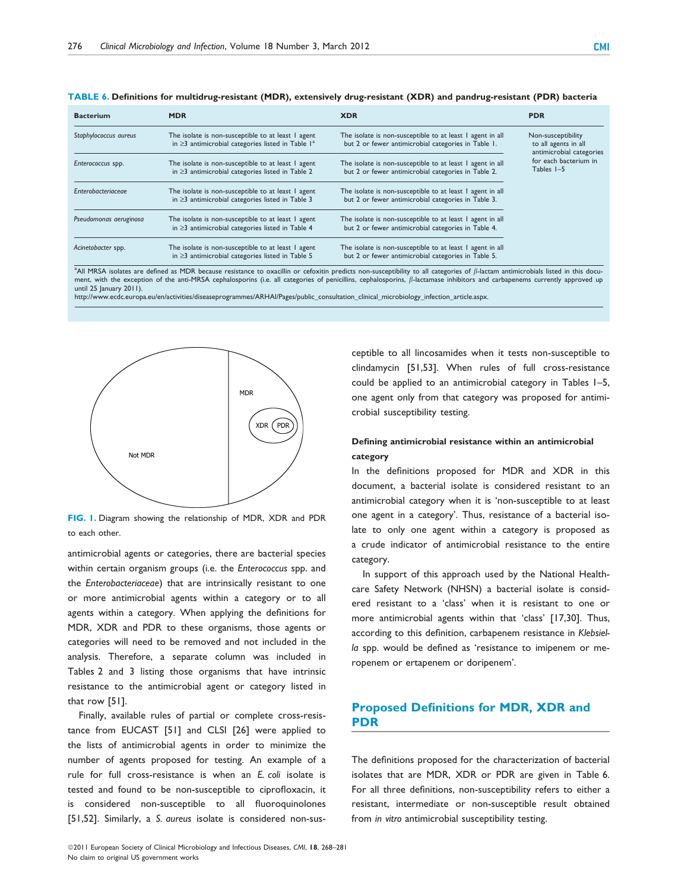**TABLE 6. Definitions for multidrug-resistant (MDR), extensively drug-resistant (XDR) and pandrug-resistant (PDR) bacteria**

| Bacterium | MDR | XDR | PDR |
|---|---|---|---|
| *Staphylococcus aureus* | The isolate is non-susceptible to at least 1 agent in ≥3 antimicrobial categories listed in Table 1[a] | The isolate is non-susceptible to at least 1 agent in all but 2 or fewer antimicrobial categories in Table 1. | Non-susceptibility to all agents in all antimicrobial categories for each bacterium in Tables 1–5 |
| *Enterococcus* spp. | The isolate is non-susceptible to at least 1 agent in ≥3 antimicrobial categories listed in Table 2 | The isolate is non-susceptible to at least 1 agent in all but 2 or fewer antimicrobial categories in Table 2. | |
| *Enterobacteriaceae* | The isolate is non-susceptible to at least 1 agent in ≥3 antimicrobial categories listed in Table 3 | The isolate is non-susceptible to at least 1 agent in all but 2 or fewer antimicrobial categories in Table 3. | |
| *Pseudomonas aeruginosa* | The isolate is non-susceptible to at least 1 agent in ≥3 antimicrobial categories listed in Table 4 | The isolate is non-susceptible to at least 1 agent in all but 2 or fewer antimicrobial categories in Table 4. | |
| *Acinetobacter* spp. | The isolate is non-susceptible to at least 1 agent in ≥3 antimicrobial categories listed in Table 5 | The isolate is non-susceptible to at least 1 agent in all but 2 or fewer antimicrobial categories in Table 5. | |

[a]All MRSA isolates are defined as MDR because resistance to oxacillin or cefoxitin predicts non-susceptibility to all categories of β-lactam antimicrobials listed in this document, with the exception of the anti-MRSA cephalosporins (i.e. all categories of penicillins, cephalosporins, β-lactamase inhibitors and carbapenems currently approved up until 25 January 2011).
http://www.ecdc.europa.eu/en/activities/diseaseprogrammes/ARHAI/Pages/public_consultation_clinical_microbiology_infection_article.aspx.

**FIG. 1.** Diagram showing the relationship of MDR, XDR and PDR to each other.

antimicrobial agents or categories, there are bacterial species within certain organism groups (i.e. the *Enterococcus* spp. and the *Enterobacteriaceae*) that are intrinsically resistant to one or more antimicrobial agents within a category or to all agents within a category. When applying the definitions for MDR, XDR and PDR to these organisms, those agents or categories will need to be removed and not included in the analysis. Therefore, a separate column was included in Tables 2 and 3 listing those organisms that have intrinsic resistance to the antimicrobial agent or category listed in that row [51].

Finally, available rules of partial or complete cross-resistance from EUCAST [51] and CLSI [26] were applied to the lists of antimicrobial agents in order to minimize the number of agents proposed for testing. An example of a rule for full cross-resistance is when an *E. coli* isolate is tested and found to be non-susceptible to ciprofloxacin, it is considered non-susceptible to all fluoroquinolones [51,52]. Similarly, a *S. aureus* isolate is considered non-susceptible to all lincosamides when it tests non-susceptible to clindamycin [51,53]. When rules of full cross-resistance could be applied to an antimicrobial category in Tables 1–5, one agent only from that category was proposed for antimicrobial susceptibility testing.

#### Defining antimicrobial resistance within an antimicrobial category

In the definitions proposed for MDR and XDR in this document, a bacterial isolate is considered resistant to an antimicrobial category when it is 'non-susceptible to at least one agent in a category'. Thus, resistance of a bacterial isolate to only one agent within a category is proposed as a crude indicator of antimicrobial resistance to the entire category.

In support of this approach used by the National Healthcare Safety Network (NHSN) a bacterial isolate is considered resistant to a 'class' when it is resistant to one or more antimicrobial agents within that 'class' [17,30]. Thus, according to this definition, carbapenem resistance in *Klebsiella* spp. would be defined as 'resistance to imipenem or meropenem or ertapenem or doripenem'.

## Proposed Definitions for MDR, XDR and PDR

The definitions proposed for the characterization of bacterial isolates that are MDR, XDR or PDR are given in Table 6. For all three definitions, non-susceptibility refers to either a resistant, intermediate or non-susceptible result obtained from *in vitro* antimicrobial susceptibility testing.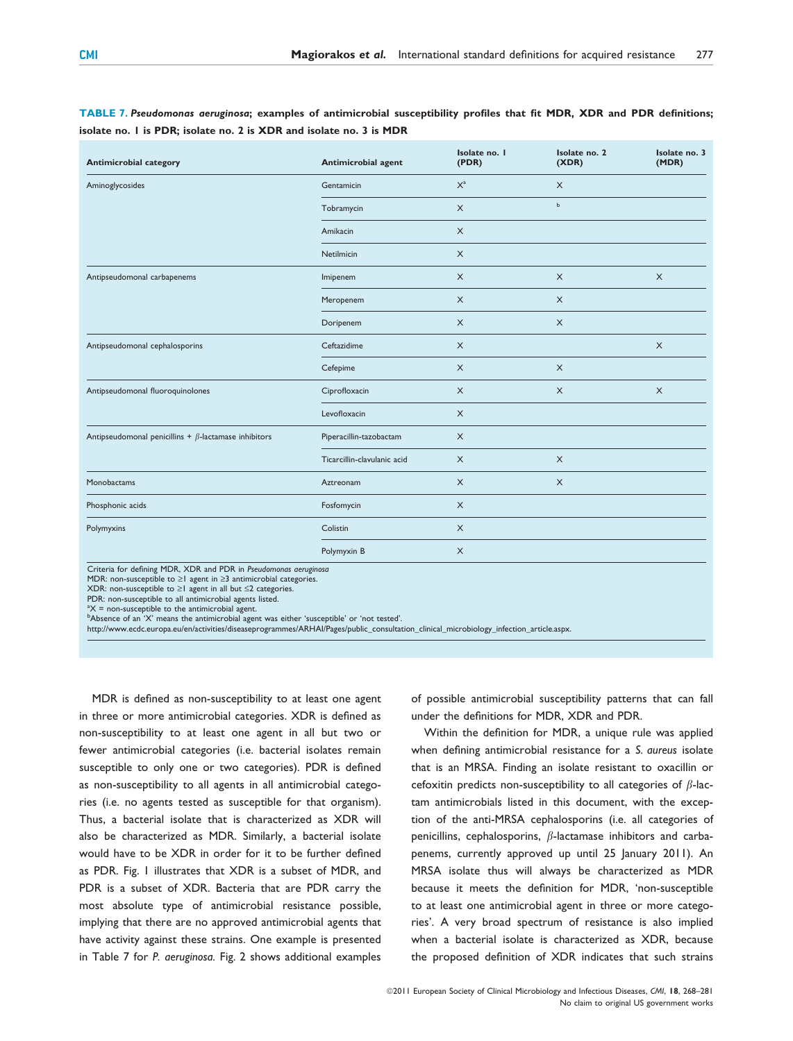**TABLE 7.** ***Pseudomonas aeruginosa*; examples of antimicrobial susceptibility profiles that fit MDR, XDR and PDR definitions; isolate no. 1 is PDR; isolate no. 2 is XDR and isolate no. 3 is MDR**

| Antimicrobial category | Antimicrobial agent | Isolate no. 1 (PDR) | Isolate no. 2 (XDR) | Isolate no. 3 (MDR) |
|---|---|---|---|---|
| Aminoglycosides | Gentamicin | X[a] | X | |
| | Tobramycin | X | [b] | |
| | Amikacin | X | | |
| | Netilmicin | X | | |
| Antipseudomonal carbapenems | Imipenem | X | X | X |
| | Meropenem | X | X | |
| | Doripenem | X | X | |
| Antipseudomonal cephalosporins | Ceftazidime | X | | X |
| | Cefepime | X | X | |
| Antipseudomonal fluoroquinolones | Ciprofloxacin | X | X | X |
| | Levofloxacin | X | | |
| Antipseudomonal penicillins + $\beta$-lactamase inhibitors | Piperacillin-tazobactam | X | | |
| | Ticarcillin-clavulanic acid | X | X | |
| Monobactams | Aztreonam | X | X | |
| Phosphonic acids | Fosfomycin | X | | |
| Polymyxins | Colistin | X | | |
| | Polymyxin B | X | | |

Criteria for defining MDR, XDR and PDR in *Pseudomonas aeruginosa*
MDR: non-susceptible to ≥1 agent in ≥3 antimicrobial categories.
XDR: non-susceptible to ≥1 agent in all but ≤2 categories.
PDR: non-susceptible to all antimicrobial agents listed.
[a]X = non-susceptible to the antimicrobial agent.
[b]Absence of an 'X' means the antimicrobial agent was either 'susceptible' or 'not tested'.
http://www.ecdc.europa.eu/en/activities/diseaseprogrammes/ARHAI/Pages/public_consultation_clinical_microbiology_infection_article.aspx.

MDR is defined as non-susceptibility to at least one agent in three or more antimicrobial categories. XDR is defined as non-susceptibility to at least one agent in all but two or fewer antimicrobial categories (i.e. bacterial isolates remain susceptible to only one or two categories). PDR is defined as non-susceptibility to all agents in all antimicrobial categories (i.e. no agents tested as susceptible for that organism). Thus, a bacterial isolate that is characterized as XDR will also be characterized as MDR. Similarly, a bacterial isolate would have to be XDR in order for it to be further defined as PDR. Fig. 1 illustrates that XDR is a subset of MDR, and PDR is a subset of XDR. Bacteria that are PDR carry the most absolute type of antimicrobial resistance possible, implying that there are no approved antimicrobial agents that have activity against these strains. One example is presented in Table 7 for *P. aeruginosa*. Fig. 2 shows additional examples of possible antimicrobial susceptibility patterns that can fall under the definitions for MDR, XDR and PDR.

Within the definition for MDR, a unique rule was applied when defining antimicrobial resistance for a *S. aureus* isolate that is an MRSA. Finding an isolate resistant to oxacillin or cefoxitin predicts non-susceptibility to all categories of $\beta$-lactam antimicrobials listed in this document, with the exception of the anti-MRSA cephalosporins (i.e. all categories of penicillins, cephalosporins, $\beta$-lactamase inhibitors and carbapenems, currently approved up until 25 January 2011). An MRSA isolate thus will always be characterized as MDR because it meets the definition for MDR, 'non-susceptible to at least one antimicrobial agent in three or more categories'. A very broad spectrum of resistance is also implied when a bacterial isolate is characterized as XDR, because the proposed definition of XDR indicates that such strains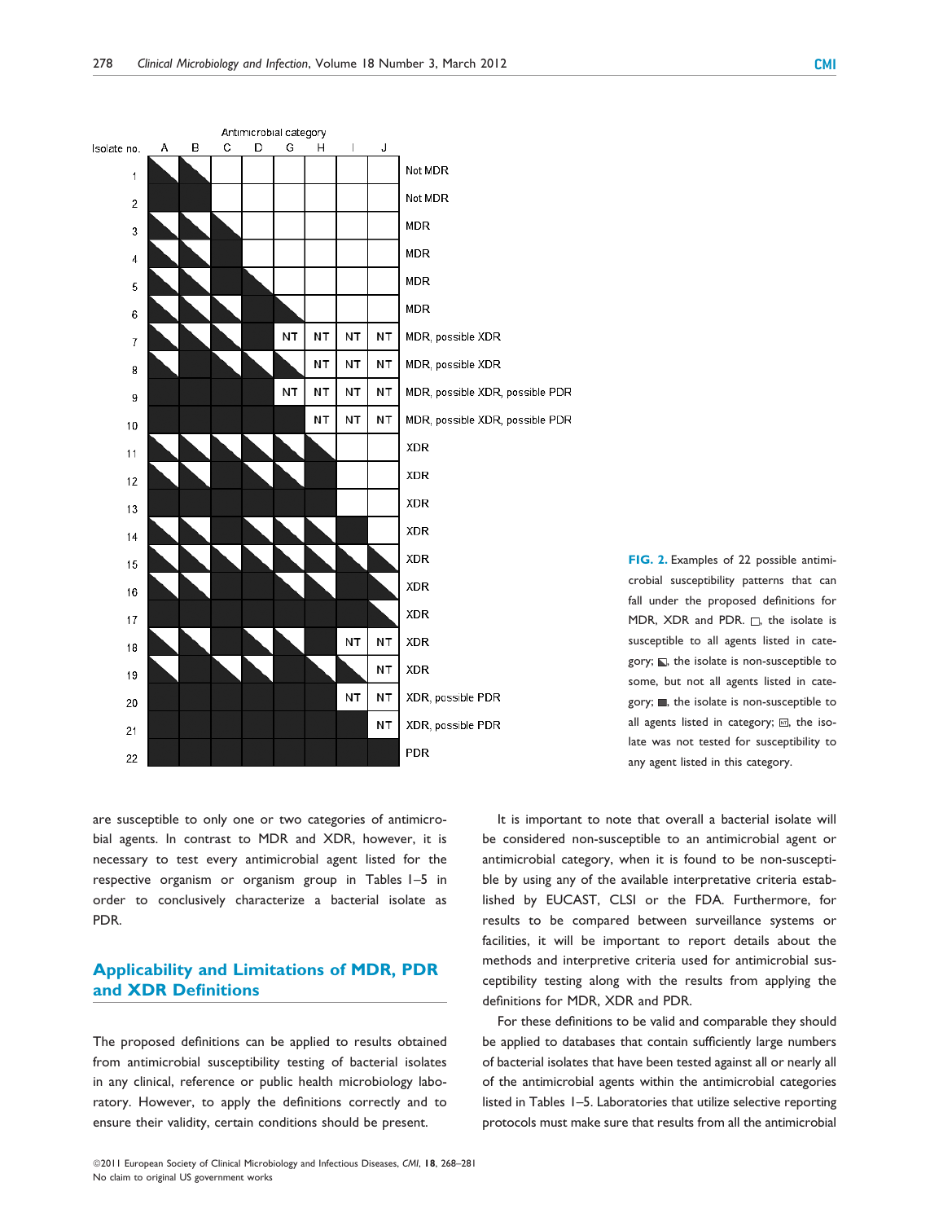| Isolate no. | A | B | C | D | G | H | I | J | |
|---|---|---|---|---|---|---|---|---|---|
| 1 | ◣ | ◣ | | | | | | | Not MDR |
| 2 | ■ | ■ | | | | | | | Not MDR |
| 3 | ◣ | ◣ | ◣ | | | | | | MDR |
| 4 | ◣ | ◣ | ■ | | | | | | MDR |
| 5 | ◣ | ◣ | ■ | ◣ | | | | | MDR |
| 6 | ◣ | ◣ | ◣ | ■ | ◣ | | | | MDR |
| 7 | ◣ | ◣ | ◣ | ■ | NT | NT | NT | NT | MDR, possible XDR |
| 8 | ◣ | ■ | ◣ | ◣ | ◣ | NT | NT | NT | MDR, possible XDR |
| 9 | ■ | ■ | ■ | ■ | NT | NT | NT | NT | MDR, possible XDR, possible PDR |
| 10 | ■ | ■ | ■ | ■ | ■ | NT | NT | NT | MDR, possible XDR, possible PDR |
| 11 | ◣ | ◣ | ◣ | ◣ | ◣ | ◣ | | | XDR |
| 12 | ◣ | ◣ | ■ | ◣ | ◣ | ■ | | | XDR |
| 13 | ■ | ■ | ■ | ■ | ■ | ■ | | | XDR |
| 14 | ◣ | ◣ | ■ | ◣ | ◣ | ◣ | ■ | | XDR |
| 15 | ◣ | ◣ | ◣ | ◣ | ◣ | ◣ | ◣ | ◣ | XDR |
| 16 | ◣ | ◣ | ■ | ■ | ◣ | ◣ | ■ | ◣ | XDR |
| 17 | ■ | ■ | ■ | ■ | ■ | ■ | ■ | ◣ | XDR |
| 18 | ◣ | ◣ | ■ | ◣ | ◣ | ■ | NT | NT | XDR |
| 19 | ◣ | ■ | ◣ | ◣ | ■ | ◣ | ◣ | NT | XDR |
| 20 | ■ | ■ | ■ | ■ | ■ | ■ | NT | NT | XDR, possible PDR |
| 21 | ■ | ■ | ■ | ■ | ■ | ■ | ■ | NT | XDR, possible PDR |
| 22 | ■ | ■ | ■ | ■ | ■ | ■ | ■ | ■ | PDR |

Antimicrobial category

**FIG. 2.** Examples of 22 possible antimicrobial susceptibility patterns that can fall under the proposed definitions for MDR, XDR and PDR. □, the isolate is susceptible to all agents listed in category; ◣, the isolate is non-susceptible to some, but not all agents listed in category; ■, the isolate is non-susceptible to all agents listed in category; NT, the isolate was not tested for susceptibility to any agent listed in this category.

are susceptible to only one or two categories of antimicrobial agents. In contrast to MDR and XDR, however, it is necessary to test every antimicrobial agent listed for the respective organism or organism group in Tables 1–5 in order to conclusively characterize a bacterial isolate as PDR.

## Applicability and Limitations of MDR, PDR and XDR Definitions

The proposed definitions can be applied to results obtained from antimicrobial susceptibility testing of bacterial isolates in any clinical, reference or public health microbiology laboratory. However, to apply the definitions correctly and to ensure their validity, certain conditions should be present.

It is important to note that overall a bacterial isolate will be considered non-susceptible to an antimicrobial agent or antimicrobial category, when it is found to be non-susceptible by using any of the available interpretative criteria established by EUCAST, CLSI or the FDA. Furthermore, for results to be compared between surveillance systems or facilities, it will be important to report details about the methods and interpretive criteria used for antimicrobial susceptibility testing along with the results from applying the definitions for MDR, XDR and PDR.

For these definitions to be valid and comparable they should be applied to databases that contain sufficiently large numbers of bacterial isolates that have been tested against all or nearly all of the antimicrobial agents within the antimicrobial categories listed in Tables 1–5. Laboratories that utilize selective reporting protocols must make sure that results from all the antimicrobial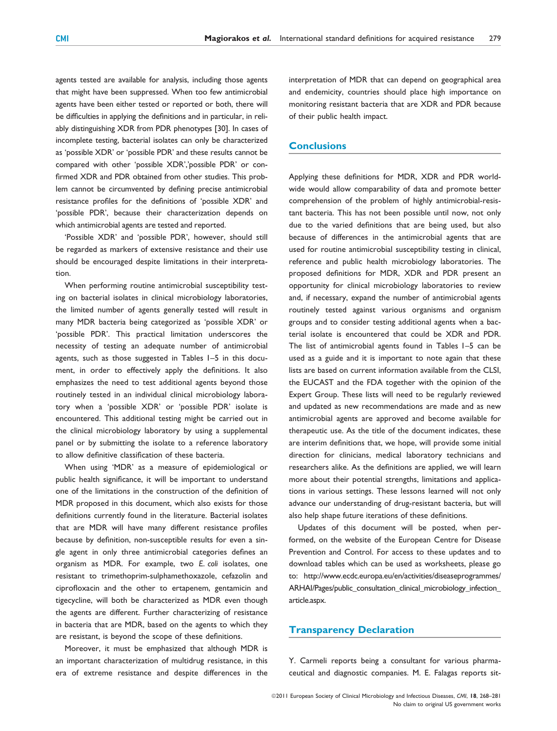agents tested are available for analysis, including those agents that might have been suppressed. When too few antimicrobial agents have been either tested or reported or both, there will be difficulties in applying the definitions and in particular, in reliably distinguishing XDR from PDR phenotypes [30]. In cases of incomplete testing, bacterial isolates can only be characterized as 'possible XDR' or 'possible PDR' and these results cannot be compared with other 'possible XDR','possible PDR' or confirmed XDR and PDR obtained from other studies. This problem cannot be circumvented by defining precise antimicrobial resistance profiles for the definitions of 'possible XDR' and 'possible PDR', because their characterization depends on which antimicrobial agents are tested and reported.

'Possible XDR' and 'possible PDR', however, should still be regarded as markers of extensive resistance and their use should be encouraged despite limitations in their interpretation.

When performing routine antimicrobial susceptibility testing on bacterial isolates in clinical microbiology laboratories, the limited number of agents generally tested will result in many MDR bacteria being categorized as 'possible XDR' or 'possible PDR'. This practical limitation underscores the necessity of testing an adequate number of antimicrobial agents, such as those suggested in Tables 1–5 in this document, in order to effectively apply the definitions. It also emphasizes the need to test additional agents beyond those routinely tested in an individual clinical microbiology laboratory when a 'possible XDR' or 'possible PDR' isolate is encountered. This additional testing might be carried out in the clinical microbiology laboratory by using a supplemental panel or by submitting the isolate to a reference laboratory to allow definitive classification of these bacteria.

When using 'MDR' as a measure of epidemiological or public health significance, it will be important to understand one of the limitations in the construction of the definition of MDR proposed in this document, which also exists for those definitions currently found in the literature. Bacterial isolates that are MDR will have many different resistance profiles because by definition, non-susceptible results for even a single agent in only three antimicrobial categories defines an organism as MDR. For example, two *E. coli* isolates, one resistant to trimethoprim-sulphamethoxazole, cefazolin and ciprofloxacin and the other to ertapenem, gentamicin and tigecycline, will both be characterized as MDR even though the agents are different. Further characterizing of resistance in bacteria that are MDR, based on the agents to which they are resistant, is beyond the scope of these definitions.

Moreover, it must be emphasized that although MDR is an important characterization of multidrug resistance, in this era of extreme resistance and despite differences in the interpretation of MDR that can depend on geographical area and endemicity, countries should place high importance on monitoring resistant bacteria that are XDR and PDR because of their public health impact.

## Conclusions

Applying these definitions for MDR, XDR and PDR worldwide would allow comparability of data and promote better comprehension of the problem of highly antimicrobial-resistant bacteria. This has not been possible until now, not only due to the varied definitions that are being used, but also because of differences in the antimicrobial agents that are used for routine antimicrobial susceptibility testing in clinical, reference and public health microbiology laboratories. The proposed definitions for MDR, XDR and PDR present an opportunity for clinical microbiology laboratories to review and, if necessary, expand the number of antimicrobial agents routinely tested against various organisms and organism groups and to consider testing additional agents when a bacterial isolate is encountered that could be XDR and PDR. The list of antimicrobial agents found in Tables 1–5 can be used as a guide and it is important to note again that these lists are based on current information available from the CLSI, the EUCAST and the FDA together with the opinion of the Expert Group. These lists will need to be regularly reviewed and updated as new recommendations are made and as new antimicrobial agents are approved and become available for therapeutic use. As the title of the document indicates, these are interim definitions that, we hope, will provide some initial direction for clinicians, medical laboratory technicians and researchers alike. As the definitions are applied, we will learn more about their potential strengths, limitations and applications in various settings. These lessons learned will not only advance our understanding of drug-resistant bacteria, but will also help shape future iterations of these definitions.

Updates of this document will be posted, when performed, on the website of the European Centre for Disease Prevention and Control. For access to these updates and to download tables which can be used as worksheets, please go to: http://www.ecdc.europa.eu/en/activities/diseaseprogrammes/ARHAI/Pages/public_consultation_clinical_microbiology_infection_article.aspx.

## Transparency Declaration

Y. Carmeli reports being a consultant for various pharmaceutical and diagnostic companies. M. E. Falagas reports sit-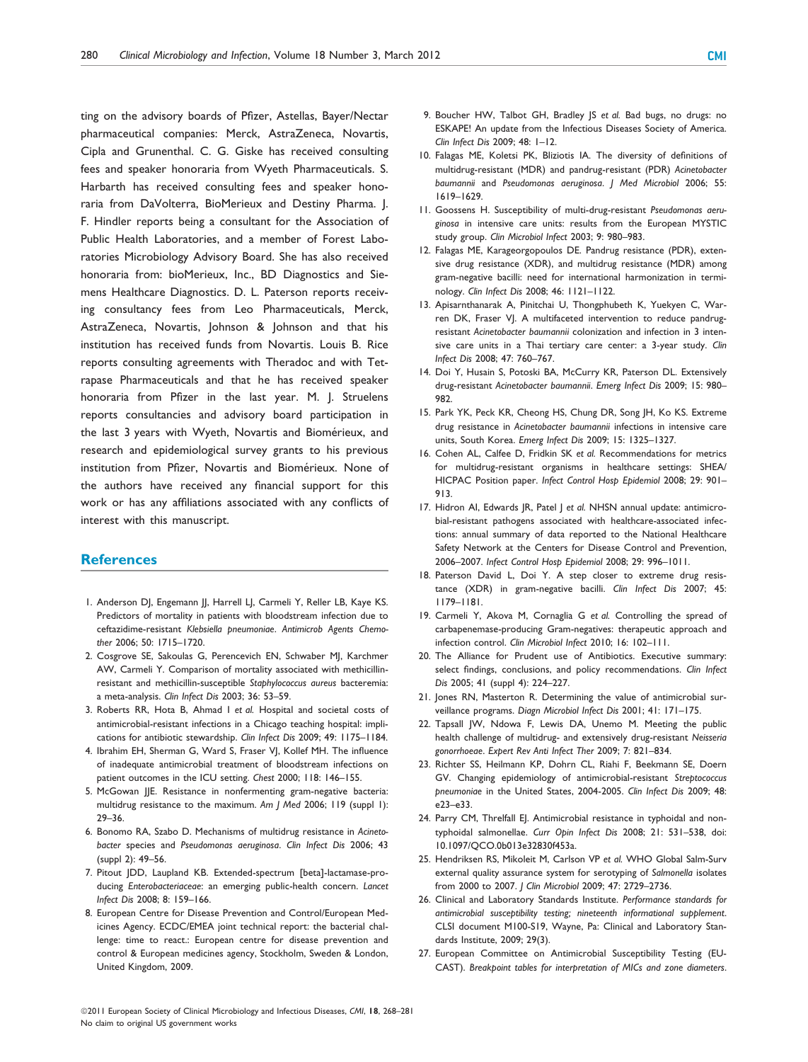ting on the advisory boards of Pfizer, Astellas, Bayer/Nectar pharmaceutical companies: Merck, AstraZeneca, Novartis, Cipla and Grunenthal. C. G. Giske has received consulting fees and speaker honoraria from Wyeth Pharmaceuticals. S. Harbarth has received consulting fees and speaker honoraria from DaVolterra, BioMerieux and Destiny Pharma. J. F. Hindler reports being a consultant for the Association of Public Health Laboratories, and a member of Forest Laboratories Microbiology Advisory Board. She has also received honoraria from: bioMerieux, Inc., BD Diagnostics and Siemens Healthcare Diagnostics. D. L. Paterson reports receiving consultancy fees from Leo Pharmaceuticals, Merck, AstraZeneca, Novartis, Johnson & Johnson and that his institution has received funds from Novartis. Louis B. Rice reports consulting agreements with Theradoc and with Tetrapase Pharmaceuticals and that he has received speaker honoraria from Pfizer in the last year. M. J. Struelens reports consultancies and advisory board participation in the last 3 years with Wyeth, Novartis and Biomérieux, and research and epidemiological survey grants to his previous institution from Pfizer, Novartis and Biomérieux. None of the authors have received any financial support for this work or has any affiliations associated with any conflicts of interest with this manuscript.

## References

1. Anderson DJ, Engemann JJ, Harrell LJ, Carmeli Y, Reller LB, Kaye KS. Predictors of mortality in patients with bloodstream infection due to ceftazidime-resistant *Klebsiella pneumoniae*. *Antimicrob Agents Chemother* 2006; 50: 1715–1720.
2. Cosgrove SE, Sakoulas G, Perencevich EN, Schwaber MJ, Karchmer AW, Carmeli Y. Comparison of mortality associated with methicillin-resistant and methicillin-susceptible *Staphylococcus aureus* bacteremia: a meta-analysis. *Clin Infect Dis* 2003; 36: 53–59.
3. Roberts RR, Hota B, Ahmad I *et al.* Hospital and societal costs of antimicrobial-resistant infections in a Chicago teaching hospital: implications for antibiotic stewardship. *Clin Infect Dis* 2009; 49: 1175–1184.
4. Ibrahim EH, Sherman G, Ward S, Fraser VJ, Kollef MH. The influence of inadequate antimicrobial treatment of bloodstream infections on patient outcomes in the ICU setting. *Chest* 2000; 118: 146–155.
5. McGowan JJE. Resistance in nonfermenting gram-negative bacteria: multidrug resistance to the maximum. *Am J Med* 2006; 119 (suppl 1): 29–36.
6. Bonomo RA, Szabo D. Mechanisms of multidrug resistance in *Acinetobacter* species and *Pseudomonas aeruginosa*. *Clin Infect Dis* 2006; 43 (suppl 2): 49–56.
7. Pitout JDD, Laupland KB. Extended-spectrum [beta]-lactamase-producing *Enterobacteriaceae*: an emerging public-health concern. *Lancet Infect Dis* 2008; 8: 159–166.
8. European Centre for Disease Prevention and Control/European Medicines Agency. ECDC/EMEA joint technical report: the bacterial challenge: time to react.: European centre for disease prevention and control & European medicines agency, Stockholm, Sweden & London, United Kingdom, 2009.
9. Boucher HW, Talbot GH, Bradley JS *et al.* Bad bugs, no drugs: no ESKAPE! An update from the Infectious Diseases Society of America. *Clin Infect Dis* 2009; 48: 1–12.
10. Falagas ME, Koletsi PK, Bliziotis IA. The diversity of definitions of multidrug-resistant (MDR) and pandrug-resistant (PDR) *Acinetobacter baumannii* and *Pseudomonas aeruginosa*. *J Med Microbiol* 2006; 55: 1619–1629.
11. Goossens H. Susceptibility of multi-drug-resistant *Pseudomonas aeruginosa* in intensive care units: results from the European MYSTIC study group. *Clin Microbiol Infect* 2003; 9: 980–983.
12. Falagas ME, Karageorgopoulos DE. Pandrug resistance (PDR), extensive drug resistance (XDR), and multidrug resistance (MDR) among gram-negative bacilli: need for international harmonization in terminology. *Clin Infect Dis* 2008; 46: 1121–1122.
13. Apisarnthanarak A, Pinitchai U, Thongphubeth K, Yuekyen C, Warren DK, Fraser VJ. A multifaceted intervention to reduce pandrug-resistant *Acinetobacter baumannii* colonization and infection in 3 intensive care units in a Thai tertiary care center: a 3-year study. *Clin Infect Dis* 2008; 47: 760–767.
14. Doi Y, Husain S, Potoski BA, McCurry KR, Paterson DL. Extensively drug-resistant *Acinetobacter baumannii*. *Emerg Infect Dis* 2009; 15: 980–982.
15. Park YK, Peck KR, Cheong HS, Chung DR, Song JH, Ko KS. Extreme drug resistance in *Acinetobacter baumannii* infections in intensive care units, South Korea. *Emerg Infect Dis* 2009; 15: 1325–1327.
16. Cohen AL, Calfee D, Fridkin SK *et al.* Recommendations for metrics for multidrug-resistant organisms in healthcare settings: SHEA/HICPAC Position paper. *Infect Control Hosp Epidemiol* 2008; 29: 901–913.
17. Hidron AI, Edwards JR, Patel J *et al.* NHSN annual update: antimicrobial-resistant pathogens associated with healthcare-associated infections: annual summary of data reported to the National Healthcare Safety Network at the Centers for Disease Control and Prevention, 2006–2007. *Infect Control Hosp Epidemiol* 2008; 29: 996–1011.
18. Paterson David L, Doi Y. A step closer to extreme drug resistance (XDR) in gram-negative bacilli. *Clin Infect Dis* 2007; 45: 1179–1181.
19. Carmeli Y, Akova M, Cornaglia G *et al.* Controlling the spread of carbapenemase-producing Gram-negatives: therapeutic approach and infection control. *Clin Microbiol Infect* 2010; 16: 102–111.
20. The Alliance for Prudent use of Antibiotics. Executive summary: select findings, conclusions, and policy recommendations. *Clin Infect Dis* 2005; 41 (suppl 4): 224–227.
21. Jones RN, Masterton R. Determining the value of antimicrobial surveillance programs. *Diagn Microbiol Infect Dis* 2001; 41: 171–175.
22. Tapsall JW, Ndowa F, Lewis DA, Unemo M. Meeting the public health challenge of multidrug- and extensively drug-resistant *Neisseria gonorrhoeae*. *Expert Rev Anti Infect Ther* 2009; 7: 821–834.
23. Richter SS, Heilmann KP, Dohrn CL, Riahi F, Beekmann SE, Doern GV. Changing epidemiology of antimicrobial-resistant *Streptococcus pneumoniae* in the United States, 2004-2005. *Clin Infect Dis* 2009; 48: e23–e33.
24. Parry CM, Threlfall EJ. Antimicrobial resistance in typhoidal and non-typhoidal salmonellae. *Curr Opin Infect Dis* 2008; 21: 531–538, doi: 10.1097/QCO.0b013e32830f453a.
25. Hendriksen RS, Mikoleit M, Carlson VP *et al.* WHO Global Salm-Surv external quality assurance system for serotyping of *Salmonella* isolates from 2000 to 2007. *J Clin Microbiol* 2009; 47: 2729–2736.
26. Clinical and Laboratory Standards Institute. *Performance standards for antimicrobial susceptibility testing; nineteenth informational supplement*. CLSI document M100-S19, Wayne, Pa: Clinical and Laboratory Standards Institute, 2009; 29(3).
27. European Committee on Antimicrobial Susceptibility Testing (EUCAST). *Breakpoint tables for interpretation of MICs and zone diameters*.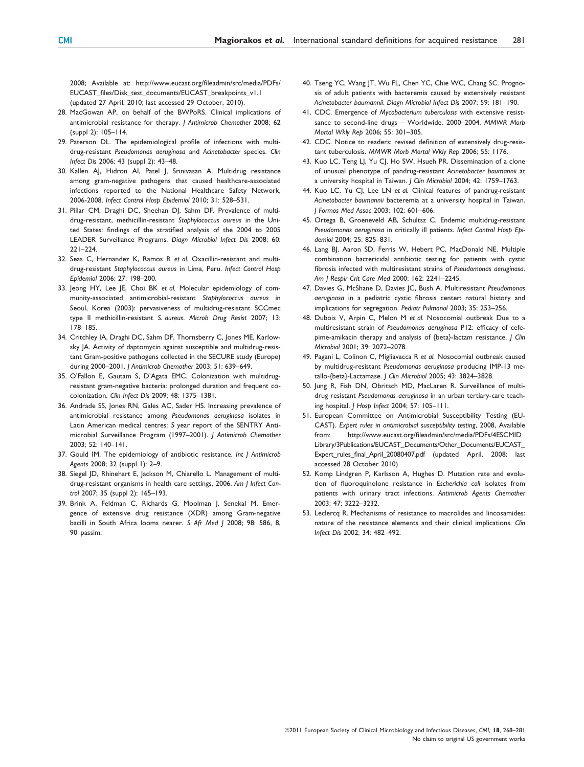2008; Available at: http://www.eucast.org/fileadmin/src/media/PDFs/EUCAST_files/Disk_test_documents/EUCAST_breakpoints_v1.1 (updated 27 April, 2010; last accessed 29 October, 2010).

28. MacGowan AP, on behalf of the BWPoRS. Clinical implications of antimicrobial resistance for therapy. *J Antimicrob Chemother* 2008; 62 (suppl 2): 105–114.
29. Paterson DL. The epidemiological profile of infections with multidrug-resistant *Pseudomonas aeruginosa* and *Acinetobacter* species. *Clin Infect Dis* 2006; 43 (suppl 2): 43–48.
30. Kallen AJ, Hidron AI, Patel J, Srinivasan A. Multidrug resistance among gram-negative pathogens that caused healthcare-associated infections reported to the National Healthcare Safety Network, 2006-2008. *Infect Control Hosp Epidemiol* 2010; 31: 528–531.
31. Pillar CM, Draghi DC, Sheehan DJ, Sahm DF. Prevalence of multidrug-resistant, methicillin-resistant *Staphylococcus aureus* in the United States: findings of the stratified analysis of the 2004 to 2005 LEADER Surveillance Programs. *Diagn Microbiol Infect Dis* 2008; 60: 221–224.
32. Seas C, Hernandez K, Ramos R *et al.* Oxacillin-resistant and multidrug-resistant *Staphylococcus aureus* in Lima, Peru. *Infect Control Hosp Epidemiol* 2006; 27: 198–200.
33. Jeong HY, Lee JE, Choi BK *et al.* Molecular epidemiology of community-associated antimicrobial-resistant *Staphylococcus aureus* in Seoul, Korea (2003): pervasiveness of multidrug-resistant SCCmec type II methicillin-resistant *S. aureus*. *Microb Drug Resist* 2007; 13: 178–185.
34. Critchley IA, Draghi DC, Sahm DF, Thornsberry C, Jones ME, Karlowsky JA. Activity of daptomycin against susceptible and multidrug-resistant Gram-positive pathogens collected in the SECURE study (Europe) during 2000–2001. *J Antimicrob Chemother* 2003; 51: 639–649.
35. O'Fallon E, Gautam S, D'Agata EMC. Colonization with multidrug-resistant gram-negative bacteria: prolonged duration and frequent cocolonization. *Clin Infect Dis* 2009; 48: 1375–1381.
36. Andrade SS, Jones RN, Gales AC, Sader HS. Increasing prevalence of antimicrobial resistance among *Pseudomonas aeruginosa* isolates in Latin American medical centres: 5 year report of the SENTRY Antimicrobial Surveillance Program (1997–2001). *J Antimicrob Chemother* 2003; 52: 140–141.
37. Gould IM. The epidemiology of antibiotic resistance. *Int J Antimicrob Agents* 2008; 32 (suppl 1): 2–9.
38. Siegel JD, Rhinehart E, Jackson M, Chiarello L. Management of multidrug-resistant organisms in health care settings, 2006. *Am J Infect Control* 2007; 35 (suppl 2): 165–193.
39. Brink A, Feldman C, Richards G, Moolman J, Senekal M. Emergence of extensive drug resistance (XDR) among Gram-negative bacilli in South Africa looms nearer. *S Afr Med J* 2008; 98: 586, 8, 90 passim.
40. Tseng YC, Wang JT, Wu FL, Chen YC, Chie WC, Chang SC. Prognosis of adult patients with bacteremia caused by extensively resistant *Acinetobacter baumannii*. *Diagn Microbiol Infect Dis* 2007; 59: 181–190.
41. CDC. Emergence of *Mycobacterium tuberculosis* with extensive resistsance to second-line drugs – Worldwide, 2000–2004. *MMWR Morb Mortal Wkly Rep* 2006; 55: 301–305.
42. CDC. Notice to readers: revised definition of extensively drug-resistant tuberculosis. *MMWR Morb Mortal Wkly Rep* 2006; 55: 1176.
43. Kuo LC, Teng LJ, Yu CJ, Ho SW, Hsueh PR. Dissemination of a clone of unusual phenotype of pandrug-resistant *Acinetobacter baumannii* at a university hospital in Taiwan. *J Clin Microbiol* 2004; 42: 1759–1763.
44. Kuo LC, Yu CJ, Lee LN *et al.* Clinical features of pandrug-resistant *Acinetobacter baumannii* bacteremia at a university hospital in Taiwan. *J Formos Med Assoc* 2003; 102: 601–606.
45. Ortega B, Groeneveld AB, Schultsz C. Endemic multidrug-resistant *Pseudomonas aeruginosa* in critically ill patients. *Infect Control Hosp Epidemiol* 2004; 25: 825–831.
46. Lang BJ, Aaron SD, Ferris W, Hebert PC, MacDonald NE. Multiple combination bactericidal antibiotic testing for patients with cystic fibrosis infected with multiresistant strains of *Pseudomonas aeruginosa*. *Am J Respir Crit Care Med* 2000; 162: 2241–2245.
47. Davies G, McShane D, Davies JC, Bush A. Multiresistant *Pseudomonas aeruginosa* in a pediatric cystic fibrosis center: natural history and implications for segregation. *Pediatr Pulmonol* 2003; 35: 253–256.
48. Dubois V, Arpin C, Melon M *et al.* Nosocomial outbreak Due to a multiresistant strain of *Pseudomonas aeruginosa* P12: efficacy of cefepime-amikacin therapy and analysis of {beta}-lactam resistance. *J Clin Microbiol* 2001; 39: 2072–2078.
49. Pagani L, Colinon C, Migliavacca R *et al.* Nosocomial outbreak caused by multidrug-resistant *Pseudomonas aeruginosa* producing IMP-13 metallo-{beta}-Lactamase. *J Clin Microbiol* 2005; 43: 3824–3828.
50. Jung R, Fish DN, Obritsch MD, MacLaren R. Surveillance of multidrug resistant *Pseudomonas aeruginosa* in an urban tertiary-care teaching hospital. *J Hosp Infect* 2004; 57: 105–111.
51. European Committee on Antimicrobial Susceptibility Testing (EUCAST). *Expert rules in antimicrobial susceptibility testing*, 2008, Available from: http://www.eucast.org/fileadmin/src/media/PDFs/4ESCMID_Library/3Publications/EUCAST_Documents/Other_Documents/EUCAST_Expert_rules_final_April_20080407.pdf (updated April, 2008; last accessed 28 October 2010)
52. Komp Lindgren P, Karlsson A, Hughes D. Mutation rate and evolution of fluoroquinolone resistance in *Escherichia coli* isolates from patients with urinary tract infections. *Antimicrob Agents Chemother* 2003; 47: 3222–3232.
53. Leclercq R. Mechanisms of resistance to macrolides and lincosamides: nature of the resistance elements and their clinical implications. *Clin Infect Dis* 2002; 34: 482–492.